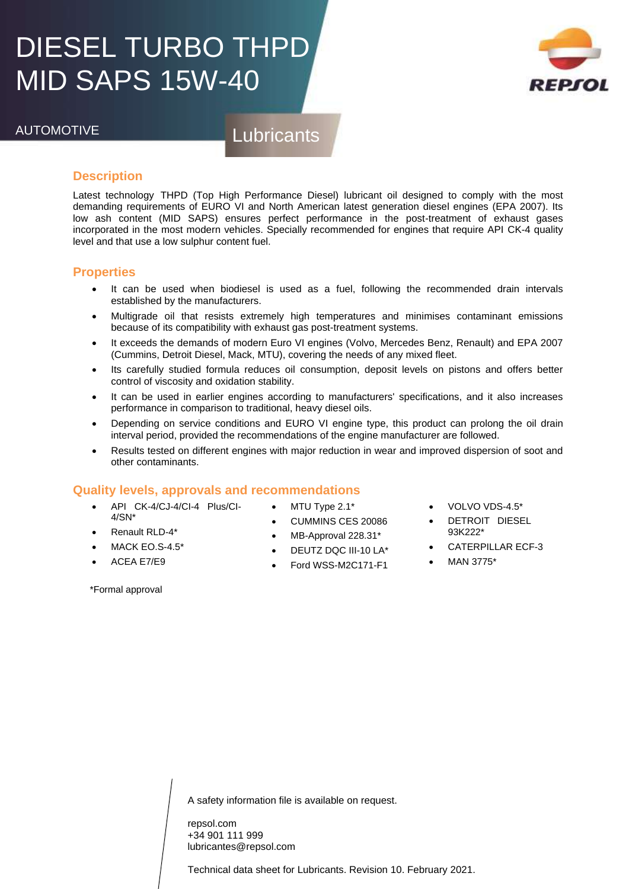# DIESEL TURBO THPD MID SAPS 15W-40

AUTOMOTIVE

Lubricants

## Description

Latest technology THPD (Top High Performance Diesel) lubricant oil designed to comply with the most demanding requirements of EURO VI and North American latest generation diesel engines (EPA 2007). Its low ash content (MID SAPS) ensures perfect performance in the post-treatment of exhaust gases incorporated in the most modern vehicles. Specially recommended for engines that require API CK-4 quality level and that use a low sulphur content fuel.

## Properties

- It can be used when biodiesel is used as a fuel, following the recommended drain intervals established by the manufacturers.
- Multigrade oil that resists extremely high temperatures and minimises contaminant emissions because of its compatibility with exhaust gas post-treatment systems.
- It exceeds the demands of modern Euro VI engines (Volvo, Mercedes Benz, Renault) and EPA 2007 (Cummins, Detroit Diesel, Mack, MTU), covering the needs of any mixed fleet.
- Its carefully studied formula reduces oil consumption, deposit levels on pistons and offers better control of viscosity and oxidation stability.
- It can be used in earlier engines according to manufacturers' specifications, and it also increases performance in comparison to traditional, heavy diesel oils.
- Depending on service conditions and EURO VI engine type, this product can prolong the oil drain interval period, provided the recommendations of the engine manufacturer are followed.
- Results tested on different engines with major reduction in wear and improved dispersion of soot and other contaminants.

## Quality levels, approvals and recommendations

- API CK-4/CJ-4/CI-4 Plus/CI-4/SN*
- Renault RLD-4*
- MACK EO.S-4.5*
- ACEA E7/E9
- MTU Type 2.1*
- CUMMINS CES 20086
- MB-Approval 228.31*
- DEUTZ DQC III-10 LA*
- Ford WSS-M2C171-F1
- VOLVO VDS-4.5*
- DETROIT DIESEL 93K222*
- CATERPILLAR ECF-3
- MAN 3775*

*Formal approval

A safety information file is available on request.

repsol.com
+34 901 111 999
lubricantes@repsol.com

Technical data sheet for Lubricants. Revision 10. February 2021.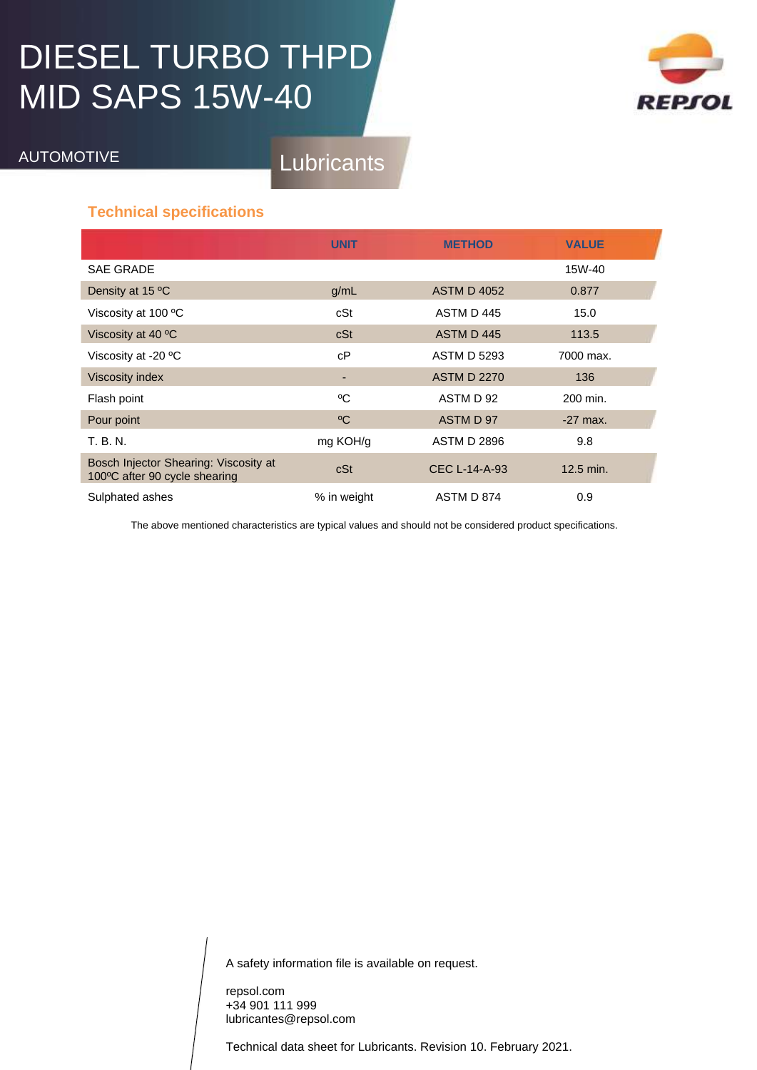# DIESEL TURBO THPD MID SAPS 15W-40

AUTOMOTIVE

Lubricants

## Technical specifications

| | UNIT | METHOD | VALUE |
|---|---|---|---|
| SAE GRADE | | | 15W-40 |
| Density at 15 ºC | g/mL | ASTM D 4052 | 0.877 |
| Viscosity at 100 ºC | cSt | ASTM D 445 | 15.0 |
| Viscosity at 40 ºC | cSt | ASTM D 445 | 113.5 |
| Viscosity at -20 ºC | cP | ASTM D 5293 | 7000 max. |
| Viscosity index | - | ASTM D 2270 | 136 |
| Flash point | ºC | ASTM D 92 | 200 min. |
| Pour point | ºC | ASTM D 97 | -27 max. |
| T. B. N. | mg KOH/g | ASTM D 2896 | 9.8 |
| Bosch Injector Shearing: Viscosity at 100ºC after 90 cycle shearing | cSt | CEC L-14-A-93 | 12.5 min. |
| Sulphated ashes | % in weight | ASTM D 874 | 0.9 |

The above mentioned characteristics are typical values and should not be considered product specifications.

A safety information file is available on request.

repsol.com
+34 901 111 999
lubricantes@repsol.com

Technical data sheet for Lubricants. Revision 10. February 2021.